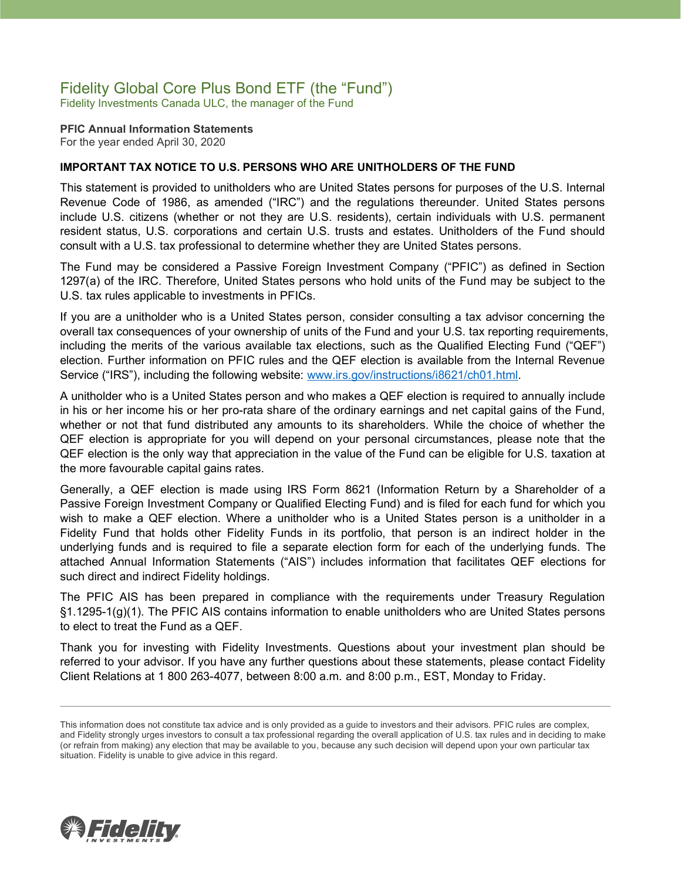# Fidelity Global Core Plus Bond ETF (the "Fund")

Fidelity Investments Canada ULC, the manager of the Fund

**PFIC Annual Information Statements**
For the year ended April 30, 2020

**IMPORTANT TAX NOTICE TO U.S. PERSONS WHO ARE UNITHOLDERS OF THE FUND**

This statement is provided to unitholders who are United States persons for purposes of the U.S. Internal Revenue Code of 1986, as amended ("IRC") and the regulations thereunder. United States persons include U.S. citizens (whether or not they are U.S. residents), certain individuals with U.S. permanent resident status, U.S. corporations and certain U.S. trusts and estates. Unitholders of the Fund should consult with a U.S. tax professional to determine whether they are United States persons.

The Fund may be considered a Passive Foreign Investment Company ("PFIC") as defined in Section 1297(a) of the IRC. Therefore, United States persons who hold units of the Fund may be subject to the U.S. tax rules applicable to investments in PFICs.

If you are a unitholder who is a United States person, consider consulting a tax advisor concerning the overall tax consequences of your ownership of units of the Fund and your U.S. tax reporting requirements, including the merits of the various available tax elections, such as the Qualified Electing Fund ("QEF") election. Further information on PFIC rules and the QEF election is available from the Internal Revenue Service ("IRS"), including the following website: www.irs.gov/instructions/i8621/ch01.html.

A unitholder who is a United States person and who makes a QEF election is required to annually include in his or her income his or her pro-rata share of the ordinary earnings and net capital gains of the Fund, whether or not that fund distributed any amounts to its shareholders. While the choice of whether the QEF election is appropriate for you will depend on your personal circumstances, please note that the QEF election is the only way that appreciation in the value of the Fund can be eligible for U.S. taxation at the more favourable capital gains rates.

Generally, a QEF election is made using IRS Form 8621 (Information Return by a Shareholder of a Passive Foreign Investment Company or Qualified Electing Fund) and is filed for each fund for which you wish to make a QEF election. Where a unitholder who is a United States person is a unitholder in a Fidelity Fund that holds other Fidelity Funds in its portfolio, that person is an indirect holder in the underlying funds and is required to file a separate election form for each of the underlying funds. The attached Annual Information Statements ("AIS") includes information that facilitates QEF elections for such direct and indirect Fidelity holdings.

The PFIC AIS has been prepared in compliance with the requirements under Treasury Regulation §1.1295-1(g)(1). The PFIC AIS contains information to enable unitholders who are United States persons to elect to treat the Fund as a QEF.

Thank you for investing with Fidelity Investments. Questions about your investment plan should be referred to your advisor. If you have any further questions about these statements, please contact Fidelity Client Relations at 1 800 263-4077, between 8:00 a.m. and 8:00 p.m., EST, Monday to Friday.

---

This information does not constitute tax advice and is only provided as a guide to investors and their advisors. PFIC rules are complex, and Fidelity strongly urges investors to consult a tax professional regarding the overall application of U.S. tax rules and in deciding to make (or refrain from making) any election that may be available to you, because any such decision will depend upon your own particular tax situation. Fidelity is unable to give advice in this regard.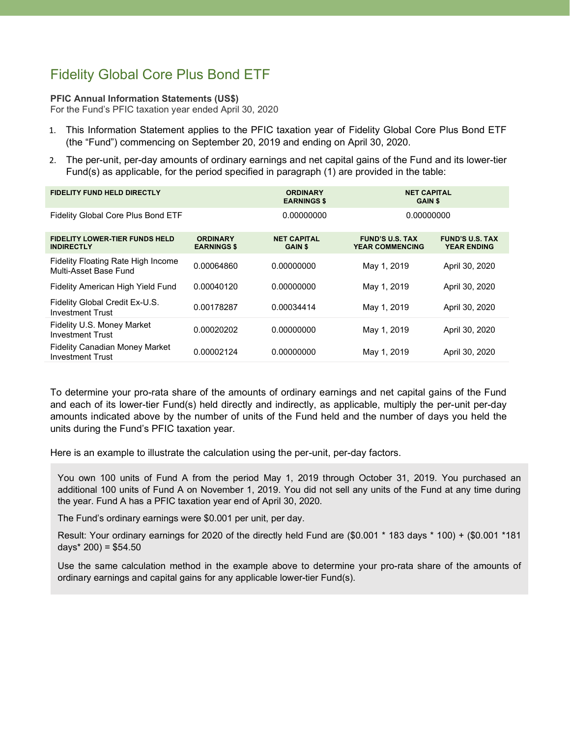# Fidelity Global Core Plus Bond ETF

**PFIC Annual Information Statements (US$)**
For the Fund's PFIC taxation year ended April 30, 2020

1. This Information Statement applies to the PFIC taxation year of Fidelity Global Core Plus Bond ETF (the "Fund") commencing on September 20, 2019 and ending on April 30, 2020.
2. The per-unit, per-day amounts of ordinary earnings and net capital gains of the Fund and its lower-tier Fund(s) as applicable, for the period specified in paragraph (1) are provided in the table:

| FIDELITY FUND HELD DIRECTLY | ORDINARY EARNINGS $ | NET CAPITAL GAIN $ |
|---|---|---|
| Fidelity Global Core Plus Bond ETF | 0.00000000 | 0.00000000 |

| FIDELITY LOWER-TIER FUNDS HELD INDIRECTLY | ORDINARY EARNINGS $ | NET CAPITAL GAIN $ | FUND'S U.S. TAX YEAR COMMENCING | FUND'S U.S. TAX YEAR ENDING |
|---|---|---|---|---|
| Fidelity Floating Rate High Income Multi-Asset Base Fund | 0.00064860 | 0.00000000 | May 1, 2019 | April 30, 2020 |
| Fidelity American High Yield Fund | 0.00040120 | 0.00000000 | May 1, 2019 | April 30, 2020 |
| Fidelity Global Credit Ex-U.S. Investment Trust | 0.00178287 | 0.00034414 | May 1, 2019 | April 30, 2020 |
| Fidelity U.S. Money Market Investment Trust | 0.00020202 | 0.00000000 | May 1, 2019 | April 30, 2020 |
| Fidelity Canadian Money Market Investment Trust | 0.00002124 | 0.00000000 | May 1, 2019 | April 30, 2020 |

To determine your pro-rata share of the amounts of ordinary earnings and net capital gains of the Fund and each of its lower-tier Fund(s) held directly and indirectly, as applicable, multiply the per-unit per-day amounts indicated above by the number of units of the Fund held and the number of days you held the units during the Fund's PFIC taxation year.

Here is an example to illustrate the calculation using the per-unit, per-day factors.

> You own 100 units of Fund A from the period May 1, 2019 through October 31, 2019. You purchased an additional 100 units of Fund A on November 1, 2019. You did not sell any units of the Fund at any time during the year. Fund A has a PFIC taxation year end of April 30, 2020.
>
> The Fund's ordinary earnings were $0.001 per unit, per day.
>
> Result: Your ordinary earnings for 2020 of the directly held Fund are ($0.001 * 183 days * 100) + ($0.001 *181 days* 200) = $54.50
>
> Use the same calculation method in the example above to determine your pro-rata share of the amounts of ordinary earnings and capital gains for any applicable lower-tier Fund(s).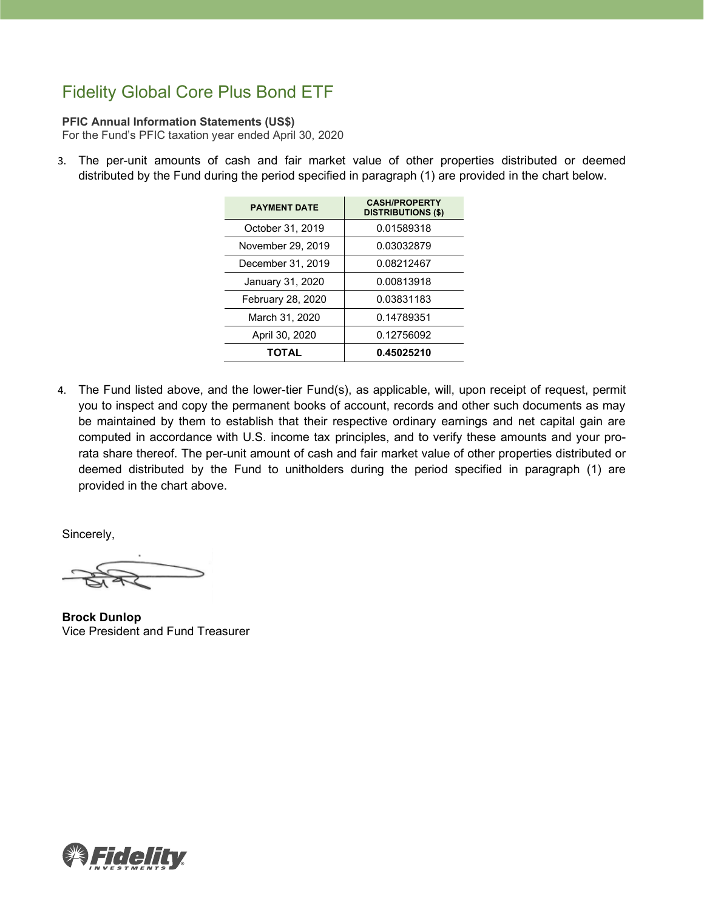# Fidelity Global Core Plus Bond ETF

**PFIC Annual Information Statements (US$)**
For the Fund's PFIC taxation year ended April 30, 2020

3. The per-unit amounts of cash and fair market value of other properties distributed or deemed distributed by the Fund during the period specified in paragraph (1) are provided in the chart below.

| PAYMENT DATE | CASH/PROPERTY DISTRIBUTIONS ($) |
|---|---|
| October 31, 2019 | 0.01589318 |
| November 29, 2019 | 0.03032879 |
| December 31, 2019 | 0.08212467 |
| January 31, 2020 | 0.00813918 |
| February 28, 2020 | 0.03831183 |
| March 31, 2020 | 0.14789351 |
| April 30, 2020 | 0.12756092 |
| **TOTAL** | **0.45025210** |

4. The Fund listed above, and the lower-tier Fund(s), as applicable, will, upon receipt of request, permit you to inspect and copy the permanent books of account, records and other such documents as may be maintained by them to establish that their respective ordinary earnings and net capital gain are computed in accordance with U.S. income tax principles, and to verify these amounts and your pro-rata share thereof. The per-unit amount of cash and fair market value of other properties distributed or deemed distributed by the Fund to unitholders during the period specified in paragraph (1) are provided in the chart above.

Sincerely,

**Brock Dunlop**
Vice President and Fund Treasurer